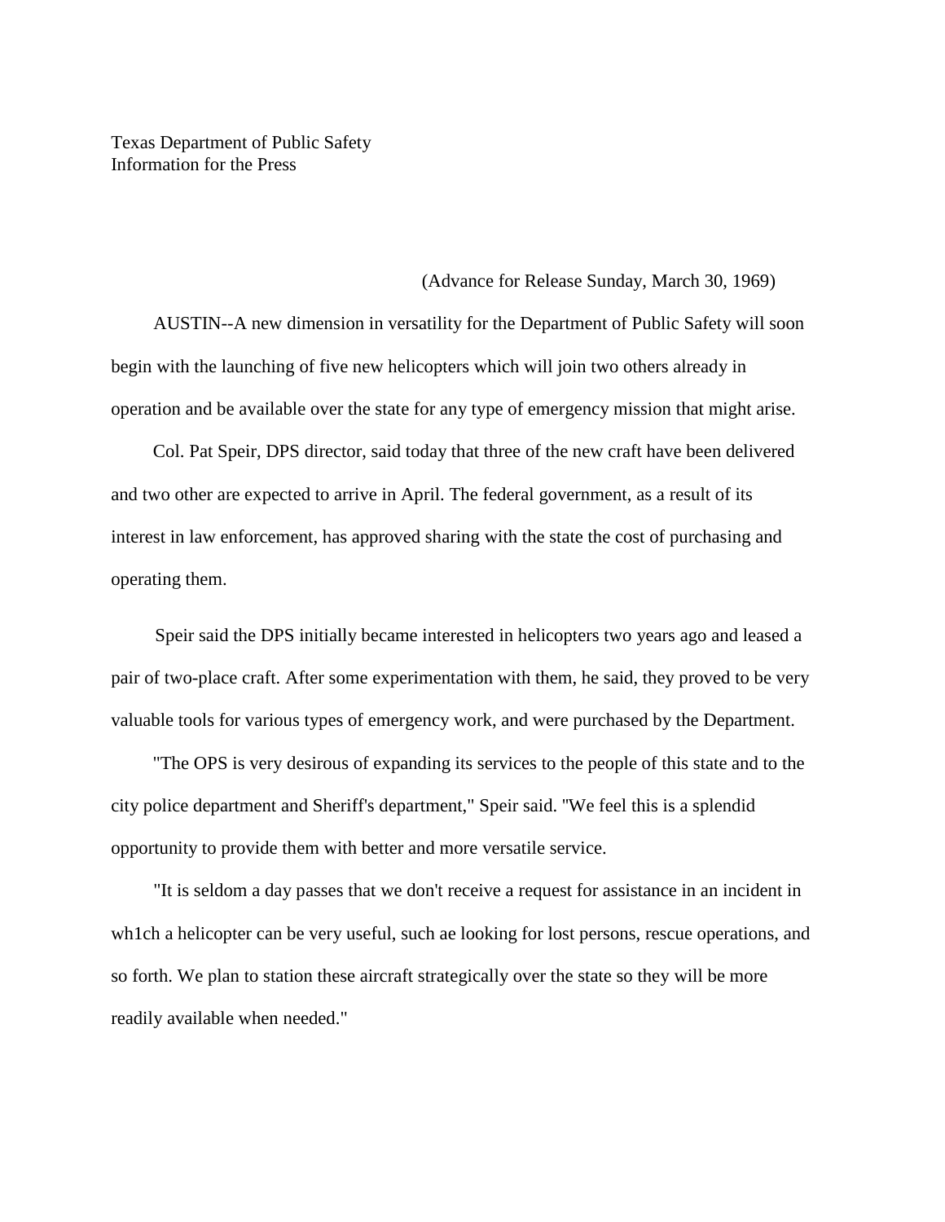Texas Department of Public Safety
Information for the Press

(Advance for Release Sunday, March 30, 1969)

AUSTIN--A new dimension in versatility for the Department of Public Safety will soon begin with the launching of five new helicopters which will join two others already in operation and be available over the state for any type of emergency mission that might arise.

Col. Pat Speir, DPS director, said today that three of the new craft have been delivered and two other are expected to arrive in April. The federal government, as a result of its interest in law enforcement, has approved sharing with the state the cost of purchasing and operating them.

Speir said the DPS initially became interested in helicopters two years ago and leased a pair of two-place craft. After some experimentation with them, he said, they proved to be very valuable tools for various types of emergency work, and were purchased by the Department.

"The OPS is very desirous of expanding its services to the people of this state and to the city police department and Sheriff's department," Speir said. "We feel this is a splendid opportunity to provide them with better and more versatile service.

"It is seldom a day passes that we don't receive a request for assistance in an incident in wh1ch a helicopter can be very useful, such ae looking for lost persons, rescue operations, and so forth. We plan to station these aircraft strategically over the state so they will be more readily available when needed."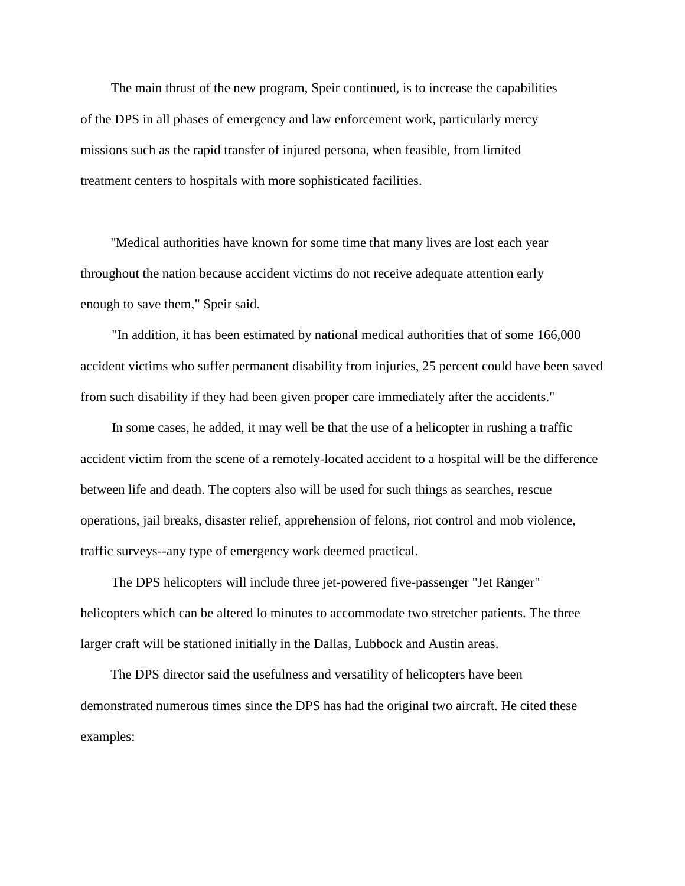The main thrust of the new program, Speir continued, is to increase the capabilities of the DPS in all phases of emergency and law enforcement work, particularly mercy missions such as the rapid transfer of injured persona, when feasible, from limited treatment centers to hospitals with more sophisticated facilities.

"Medical authorities have known for some time that many lives are lost each year throughout the nation because accident victims do not receive adequate attention early enough to save them," Speir said.

"In addition, it has been estimated by national medical authorities that of some 166,000 accident victims who suffer permanent disability from injuries, 25 percent could have been saved from such disability if they had been given proper care immediately after the accidents."

In some cases, he added, it may well be that the use of a helicopter in rushing a traffic accident victim from the scene of a remotely-located accident to a hospital will be the difference between life and death. The copters also will be used for such things as searches, rescue operations, jail breaks, disaster relief, apprehension of felons, riot control and mob violence, traffic surveys--any type of emergency work deemed practical.

The DPS helicopters will include three jet-powered five-passenger "Jet Ranger" helicopters which can be altered lo minutes to accommodate two stretcher patients. The three larger craft will be stationed initially in the Dallas, Lubbock and Austin areas.

The DPS director said the usefulness and versatility of helicopters have been demonstrated numerous times since the DPS has had the original two aircraft. He cited these examples: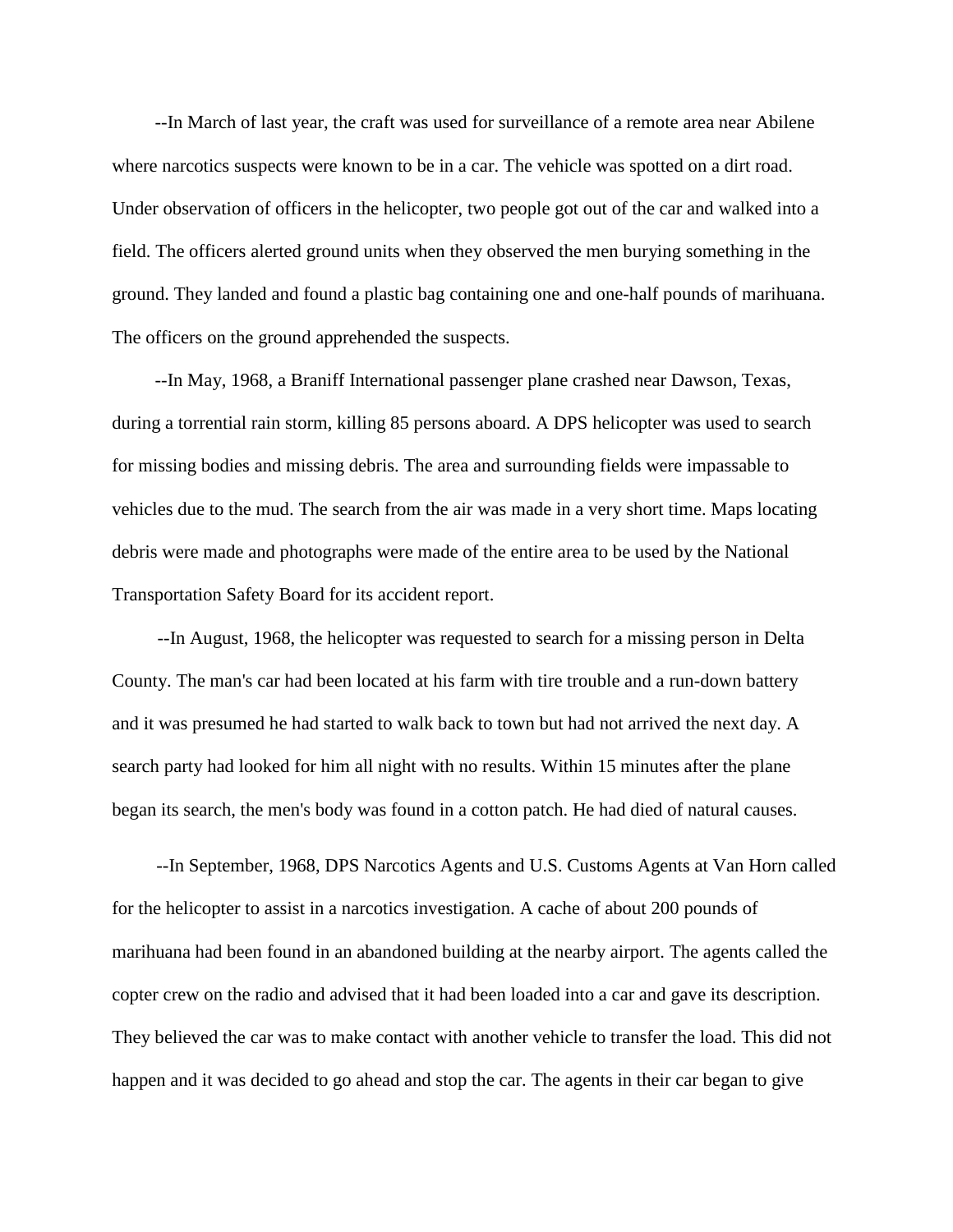--In March of last year, the craft was used for surveillance of a remote area near Abilene where narcotics suspects were known to be in a car. The vehicle was spotted on a dirt road. Under observation of officers in the helicopter, two people got out of the car and walked into a field. The officers alerted ground units when they observed the men burying something in the ground. They landed and found a plastic bag containing one and one-half pounds of marihuana. The officers on the ground apprehended the suspects.

--In May, 1968, a Braniff International passenger plane crashed near Dawson, Texas, during a torrential rain storm, killing 85 persons aboard. A DPS helicopter was used to search for missing bodies and missing debris. The area and surrounding fields were impassable to vehicles due to the mud. The search from the air was made in a very short time. Maps locating debris were made and photographs were made of the entire area to be used by the National Transportation Safety Board for its accident report.

--In August, 1968, the helicopter was requested to search for a missing person in Delta County. The man's car had been located at his farm with tire trouble and a run-down battery and it was presumed he had started to walk back to town but had not arrived the next day. A search party had looked for him all night with no results. Within 15 minutes after the plane began its search, the men's body was found in a cotton patch. He had died of natural causes.

--In September, 1968, DPS Narcotics Agents and U.S. Customs Agents at Van Horn called for the helicopter to assist in a narcotics investigation. A cache of about 200 pounds of marihuana had been found in an abandoned building at the nearby airport. The agents called the copter crew on the radio and advised that it had been loaded into a car and gave its description. They believed the car was to make contact with another vehicle to transfer the load. This did not happen and it was decided to go ahead and stop the car. The agents in their car began to give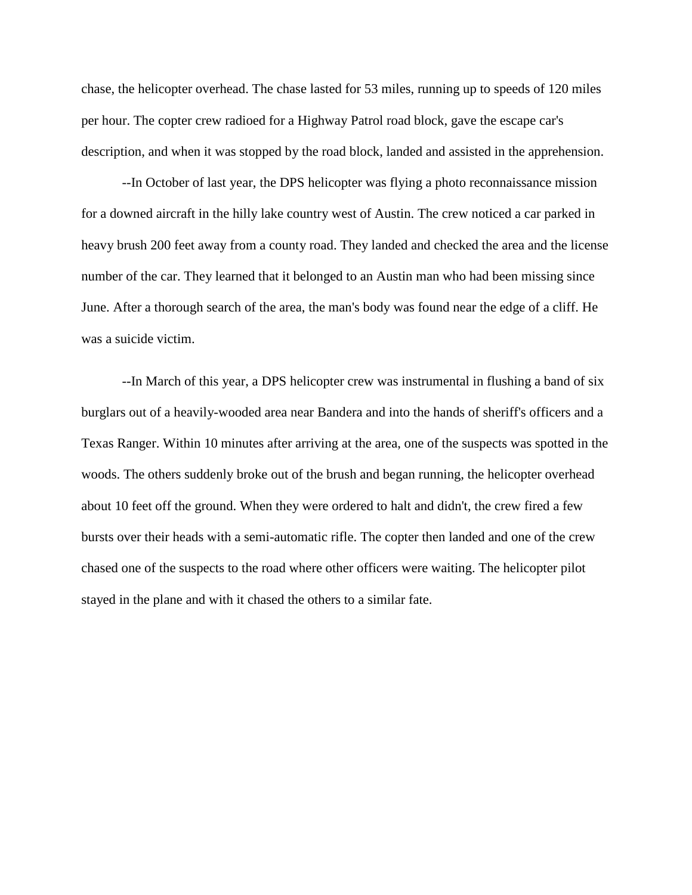chase, the helicopter overhead. The chase lasted for 53 miles, running up to speeds of 120 miles per hour. The copter crew radioed for a Highway Patrol road block, gave the escape car's description, and when it was stopped by the road block, landed and assisted in the apprehension.

--In October of last year, the DPS helicopter was flying a photo reconnaissance mission for a downed aircraft in the hilly lake country west of Austin. The crew noticed a car parked in heavy brush 200 feet away from a county road. They landed and checked the area and the license number of the car. They learned that it belonged to an Austin man who had been missing since June. After a thorough search of the area, the man's body was found near the edge of a cliff. He was a suicide victim.

--In March of this year, a DPS helicopter crew was instrumental in flushing a band of six burglars out of a heavily-wooded area near Bandera and into the hands of sheriff's officers and a Texas Ranger. Within 10 minutes after arriving at the area, one of the suspects was spotted in the woods. The others suddenly broke out of the brush and began running, the helicopter overhead about 10 feet off the ground. When they were ordered to halt and didn't, the crew fired a few bursts over their heads with a semi-automatic rifle. The copter then landed and one of the crew chased one of the suspects to the road where other officers were waiting. The helicopter pilot stayed in the plane and with it chased the others to a similar fate.